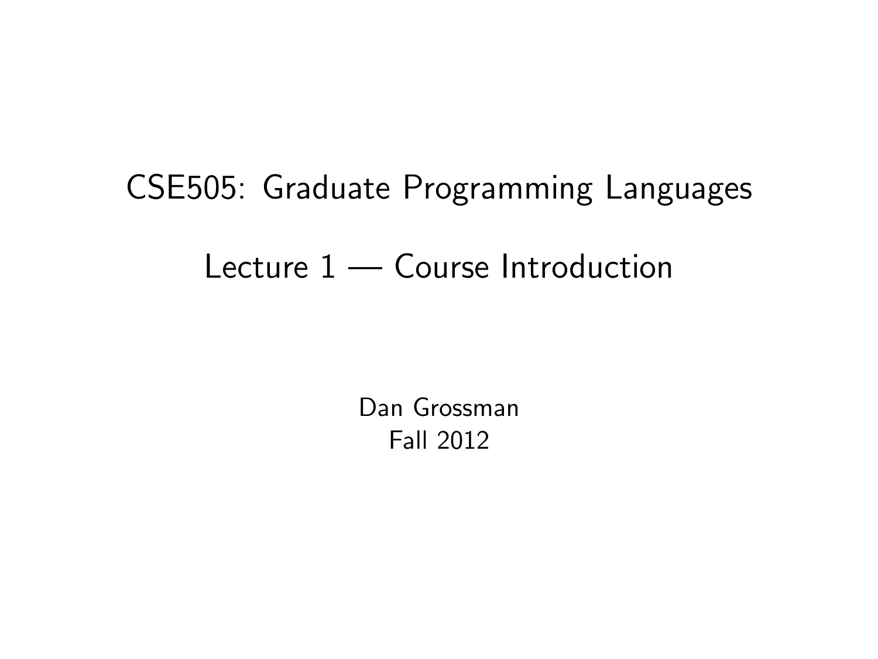# CSE505: Graduate Programming Languages

## Lecture 1 — Course Introduction

Dan Grossman
Fall 2012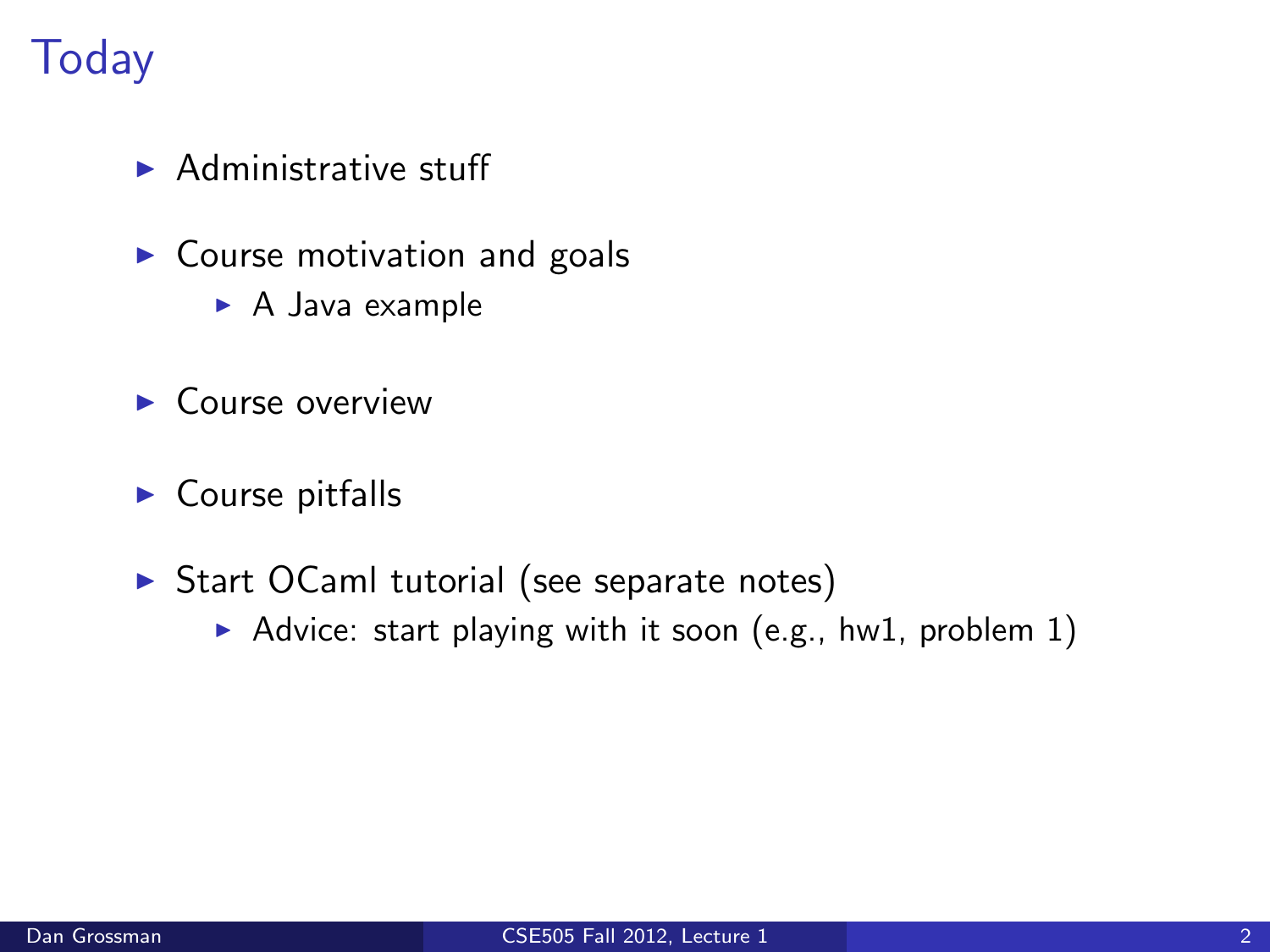# Today

- Administrative stuff
- Course motivation and goals
  - A Java example
- Course overview
- Course pitfalls
- Start OCaml tutorial (see separate notes)
  - Advice: start playing with it soon (e.g., hw1, problem 1)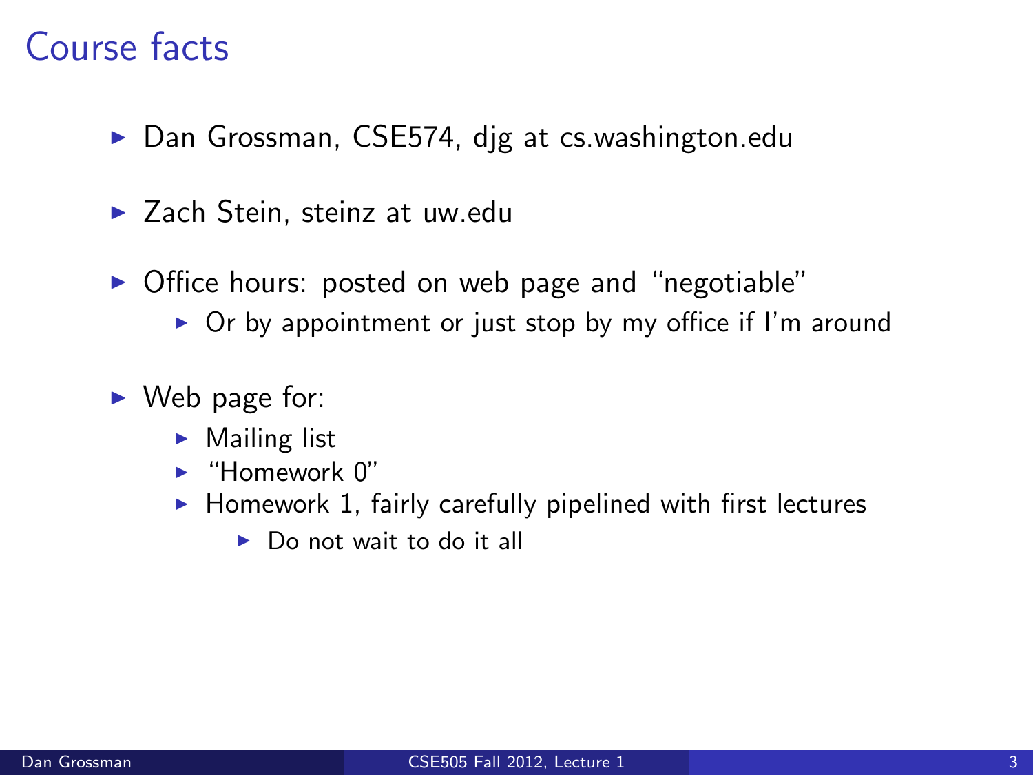# Course facts

- Dan Grossman, CSE574, djg at cs.washington.edu
- Zach Stein, steinz at uw.edu
- Office hours: posted on web page and "negotiable"
  - Or by appointment or just stop by my office if I'm around
- Web page for:
  - Mailing list
  - "Homework 0"
  - Homework 1, fairly carefully pipelined with first lectures
    - Do not wait to do it all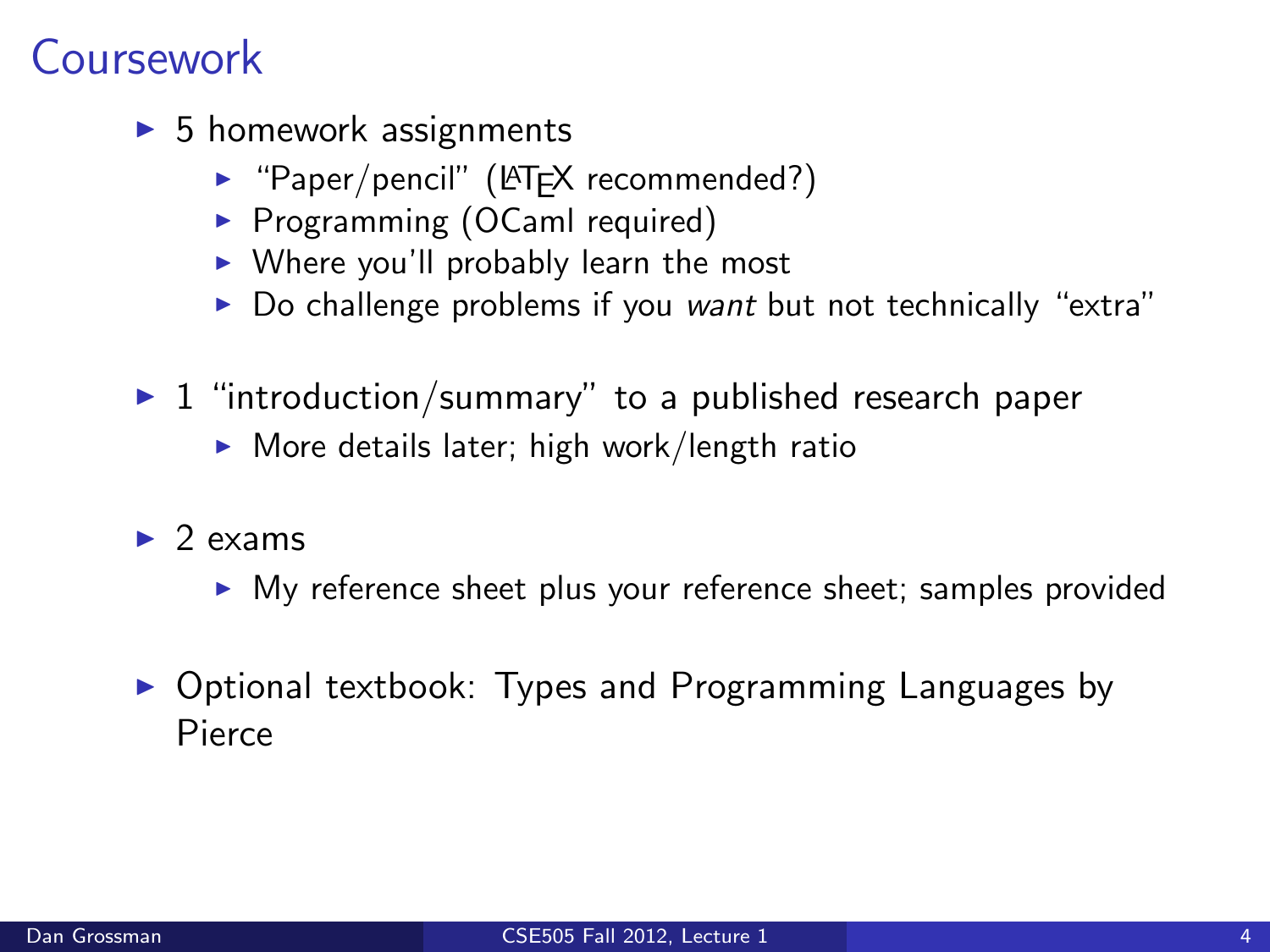# Coursework

- 5 homework assignments
  - "Paper/pencil" (LaTeX recommended?)
  - Programming (OCaml required)
  - Where you'll probably learn the most
  - Do challenge problems if you *want* but not technically "extra"
- 1 "introduction/summary" to a published research paper
  - More details later; high work/length ratio
- 2 exams
  - My reference sheet plus your reference sheet; samples provided
- Optional textbook: Types and Programming Languages by Pierce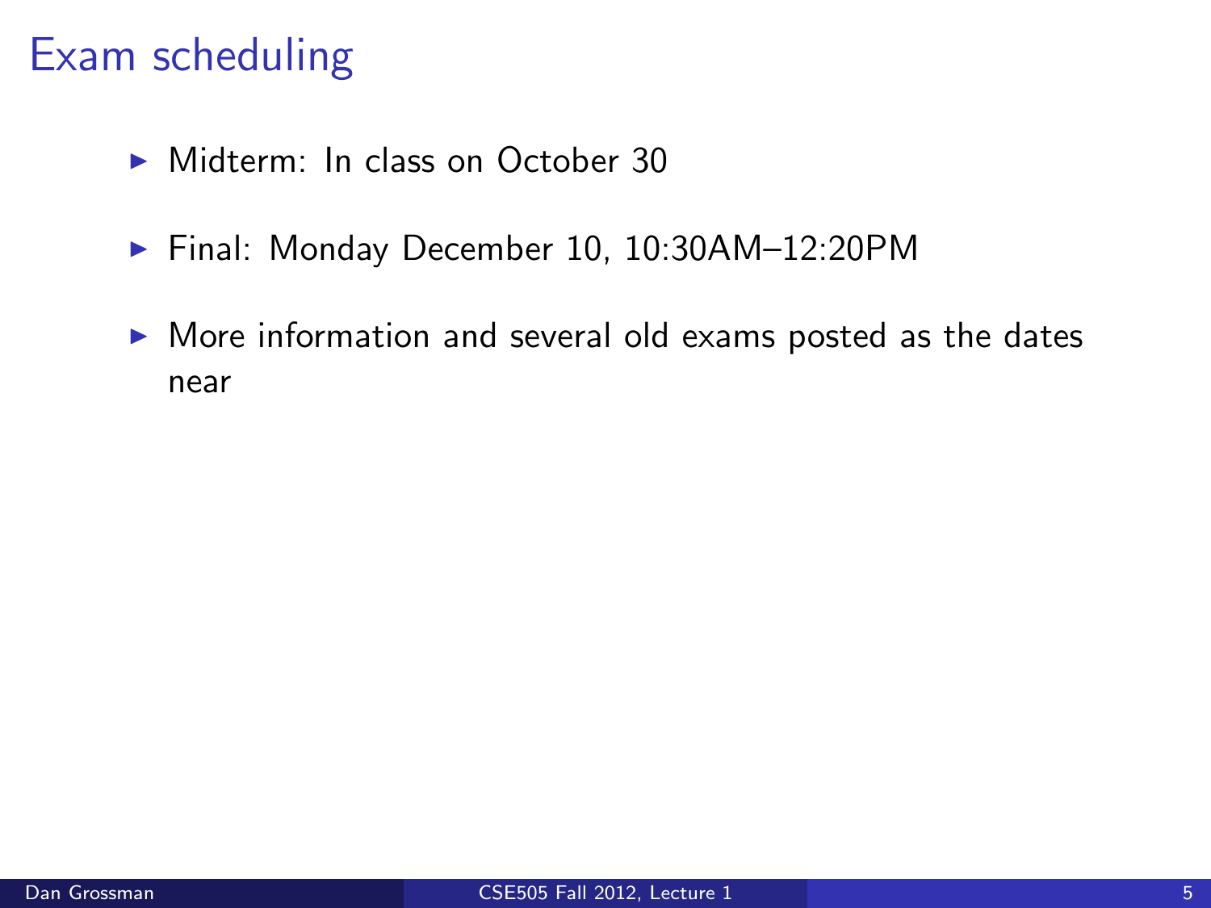# Exam scheduling

- Midterm: In class on October 30
- Final: Monday December 10, 10:30AM–12:20PM
- More information and several old exams posted as the dates near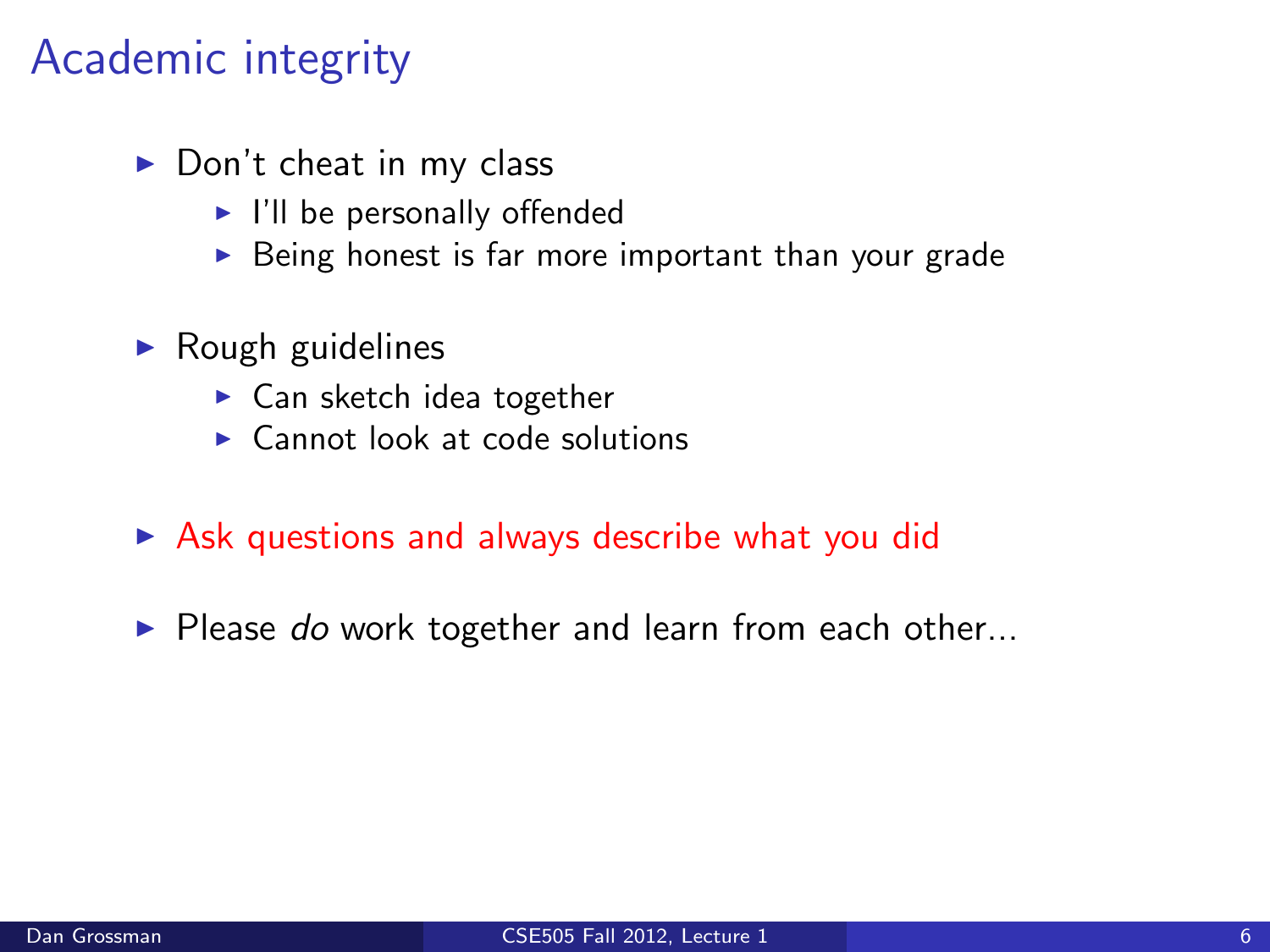# Academic integrity

- Don't cheat in my class
  - I'll be personally offended
  - Being honest is far more important than your grade
- Rough guidelines
  - Can sketch idea together
  - Cannot look at code solutions
- Ask questions and always describe what you did
- Please *do* work together and learn from each other...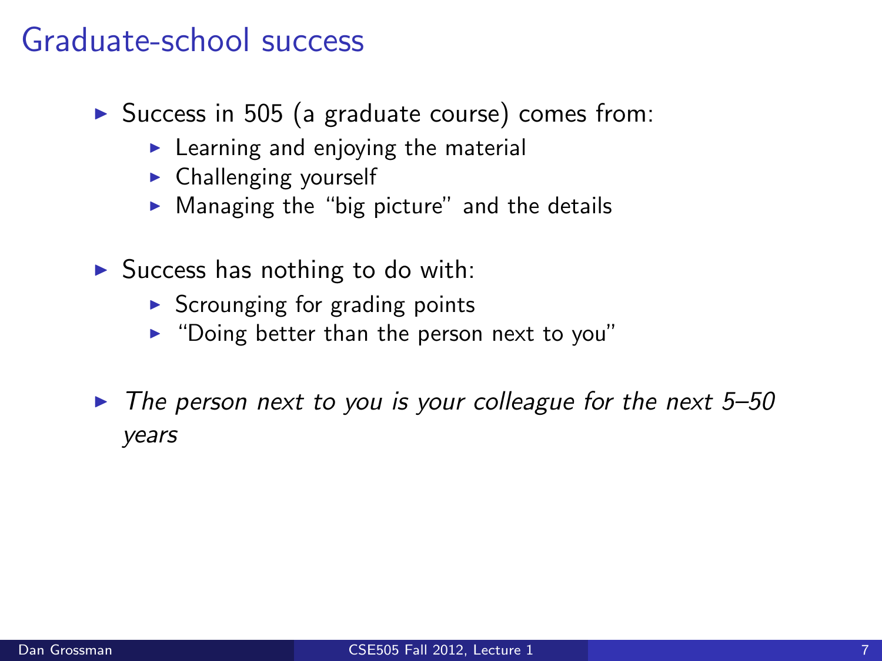# Graduate-school success

- Success in 505 (a graduate course) comes from:
  - Learning and enjoying the material
  - Challenging yourself
  - Managing the "big picture" and the details
- Success has nothing to do with:
  - Scrounging for grading points
  - "Doing better than the person next to you"
- *The person next to you is your colleague for the next 5–50 years*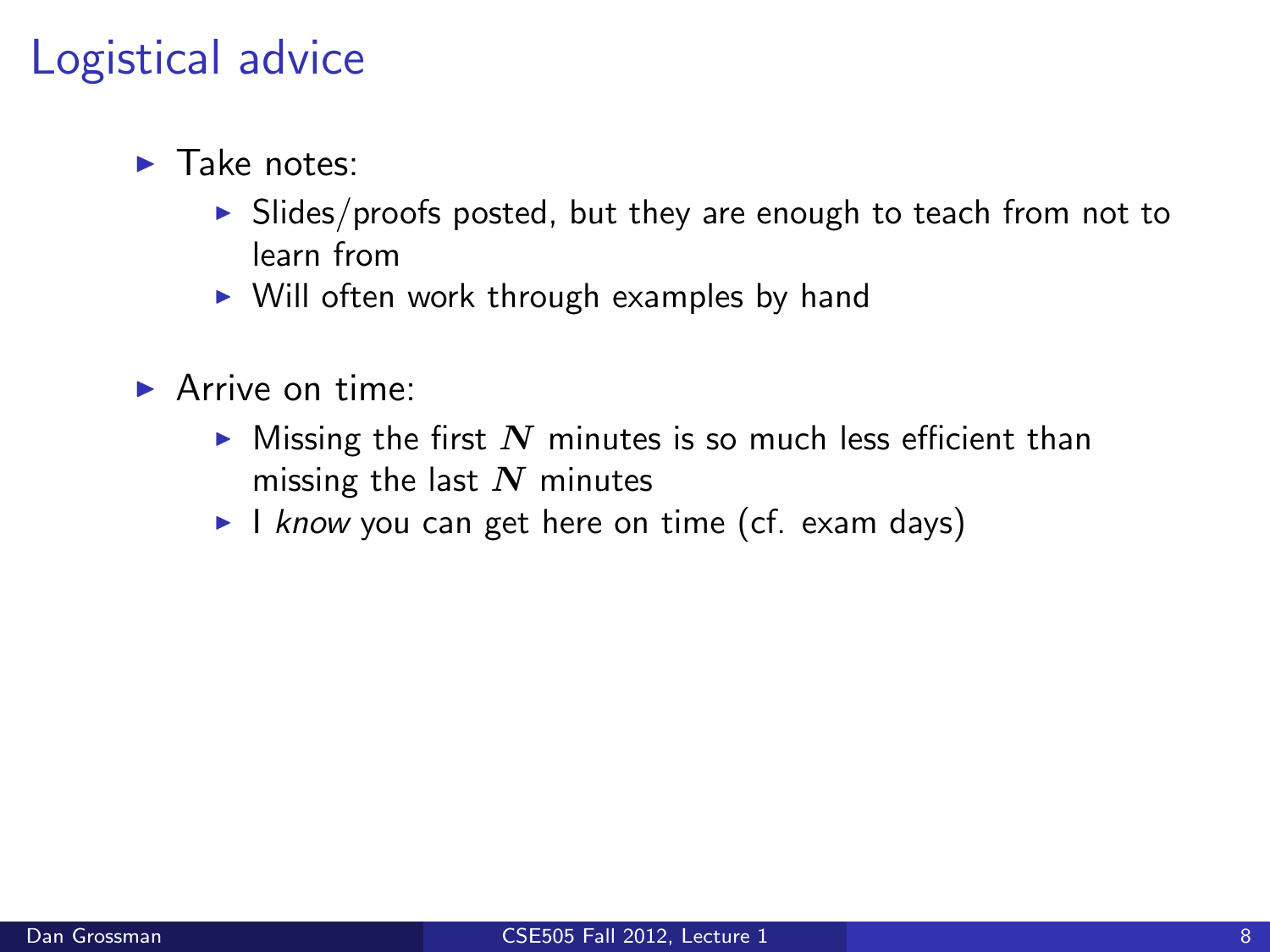# Logistical advice

- Take notes:
  - Slides/proofs posted, but they are enough to teach from not to learn from
  - Will often work through examples by hand
- Arrive on time:
  - Missing the first $N$ minutes is so much less efficient than missing the last $N$ minutes
  - I *know* you can get here on time (cf. exam days)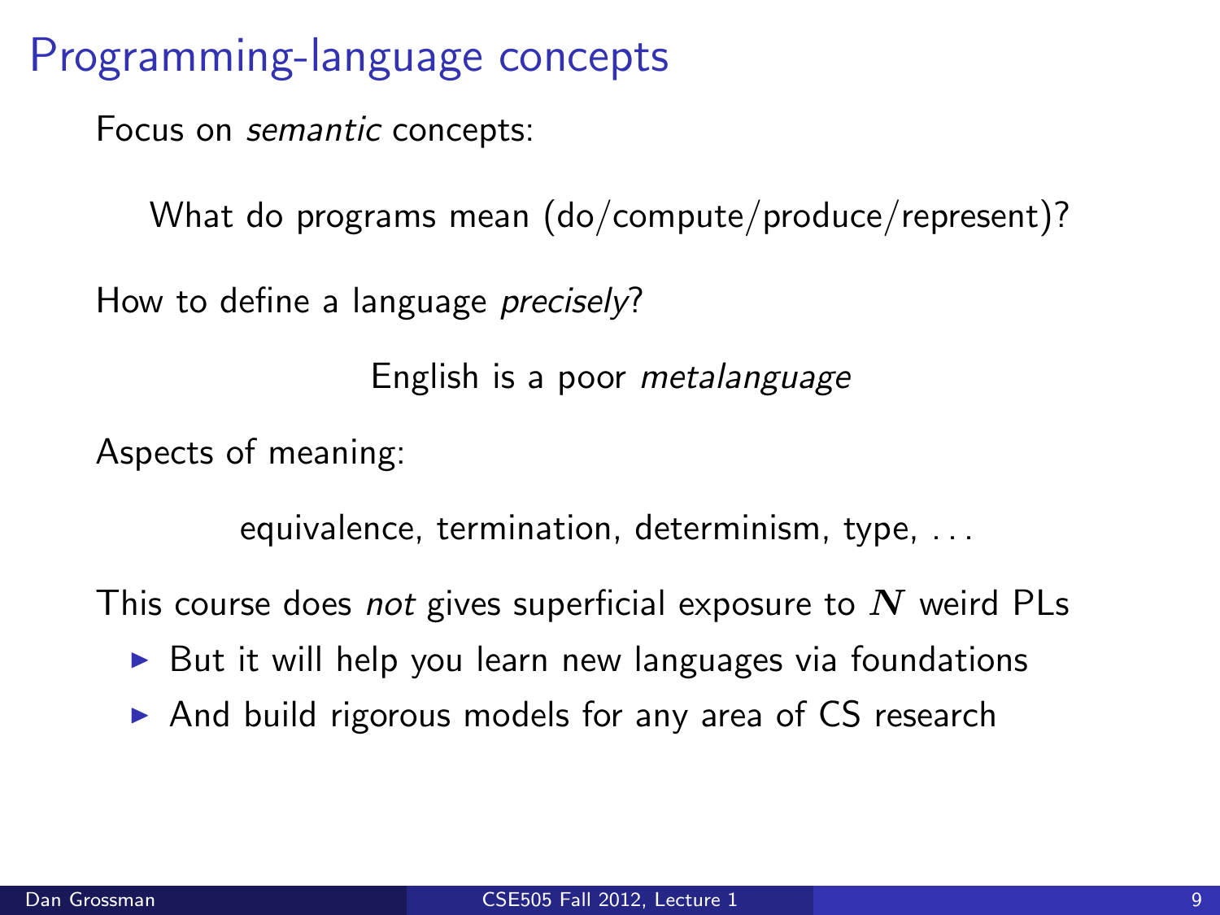# Programming-language concepts

Focus on *semantic* concepts:

What do programs mean (do/compute/produce/represent)?

How to define a language *precisely*?

English is a poor *metalanguage*

Aspects of meaning:

equivalence, termination, determinism, type, ...

This course does *not* gives superficial exposure to $N$ weird PLs

- But it will help you learn new languages via foundations
- And build rigorous models for any area of CS research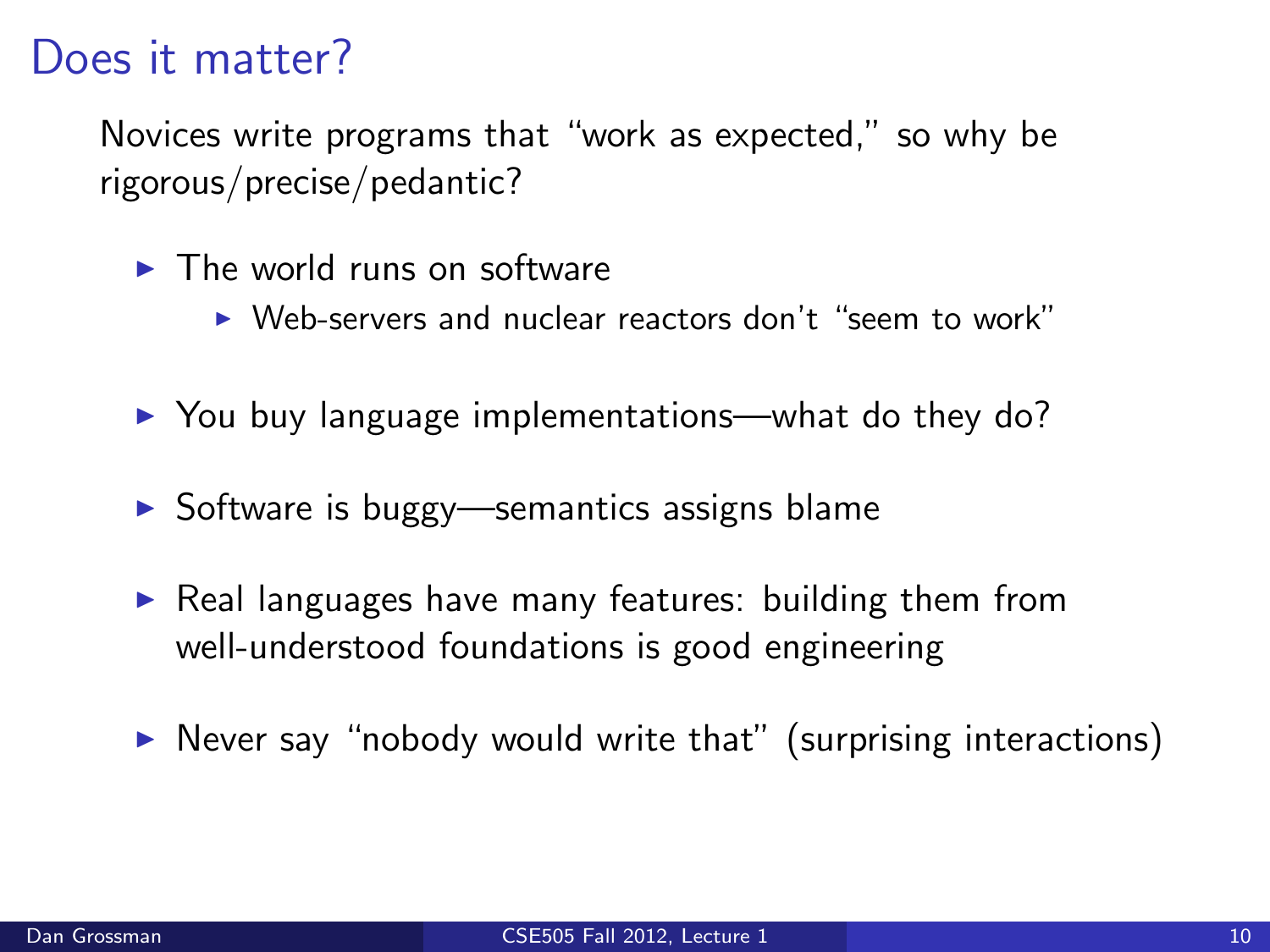# Does it matter?

Novices write programs that "work as expected," so why be rigorous/precise/pedantic?

- The world runs on software
  - Web-servers and nuclear reactors don't "seem to work"
- You buy language implementations—what do they do?
- Software is buggy—semantics assigns blame
- Real languages have many features: building them from well-understood foundations is good engineering
- Never say "nobody would write that" (surprising interactions)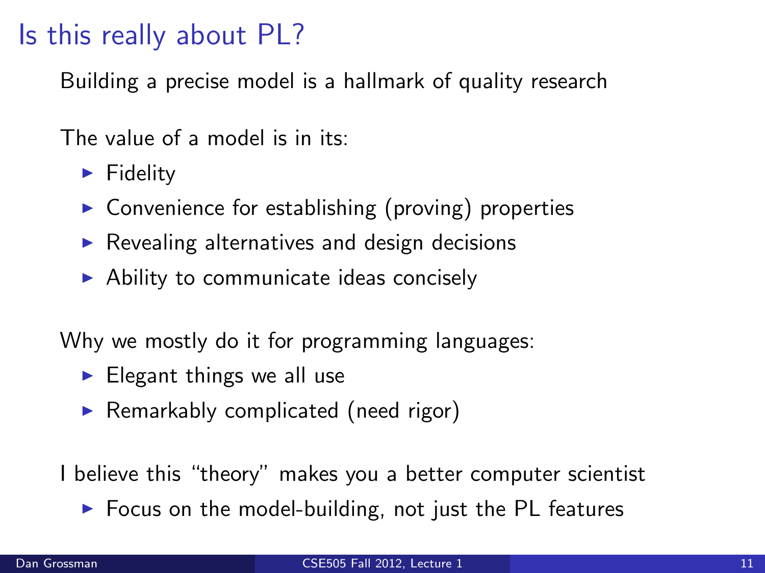# Is this really about PL?

Building a precise model is a hallmark of quality research

The value of a model is in its:

- Fidelity
- Convenience for establishing (proving) properties
- Revealing alternatives and design decisions
- Ability to communicate ideas concisely

Why we mostly do it for programming languages:

- Elegant things we all use
- Remarkably complicated (need rigor)

I believe this "theory" makes you a better computer scientist

- Focus on the model-building, not just the PL features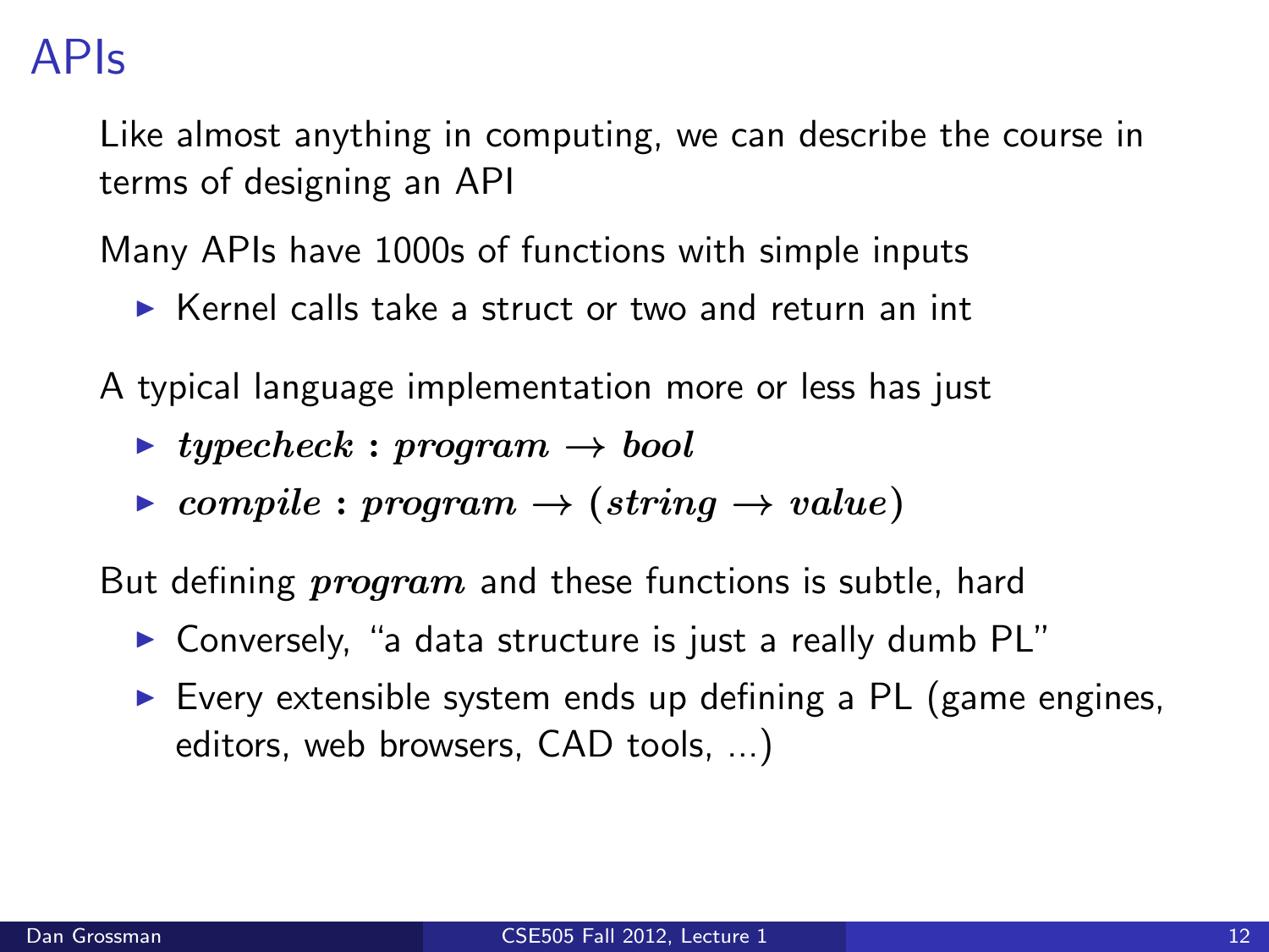# APIs

Like almost anything in computing, we can describe the course in terms of designing an API

Many APIs have 1000s of functions with simple inputs

- Kernel calls take a struct or two and return an int

A typical language implementation more or less has just

- $\boldsymbol{typecheck : program \rightarrow bool}$
- $\boldsymbol{compile : program \rightarrow (string \rightarrow value)}$

But defining $\boldsymbol{program}$ and these functions is subtle, hard

- Conversely, "a data structure is just a really dumb PL"
- Every extensible system ends up defining a PL (game engines, editors, web browsers, CAD tools, ...)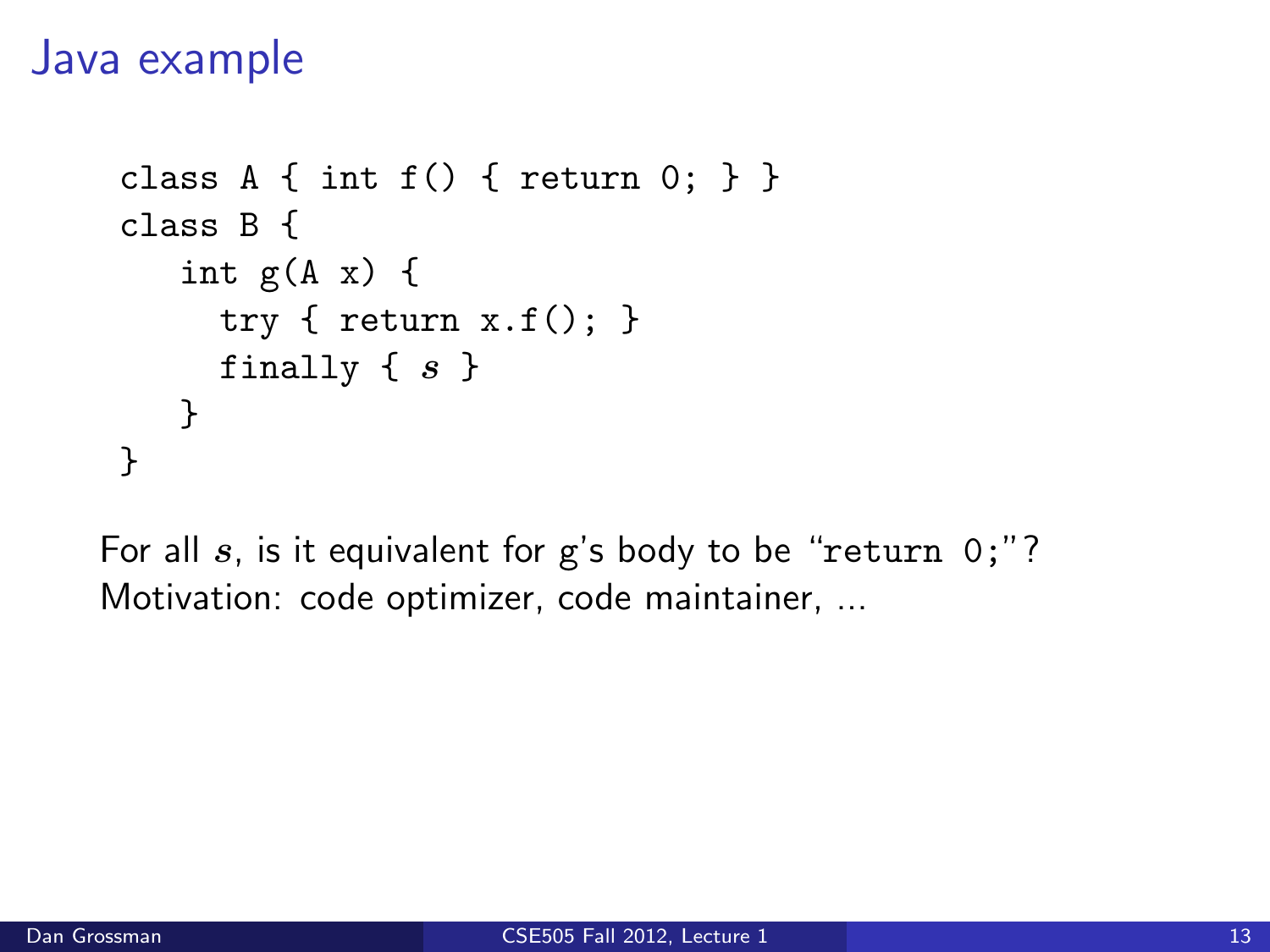# Java example

```
class A { int f() { return 0; } }
class B {
   int g(A x) {
     try { return x.f(); }
     finally { s }
   }
}
```

For all $s$, is it equivalent for g's body to be "`return 0;`"?
Motivation: code optimizer, code maintainer, ...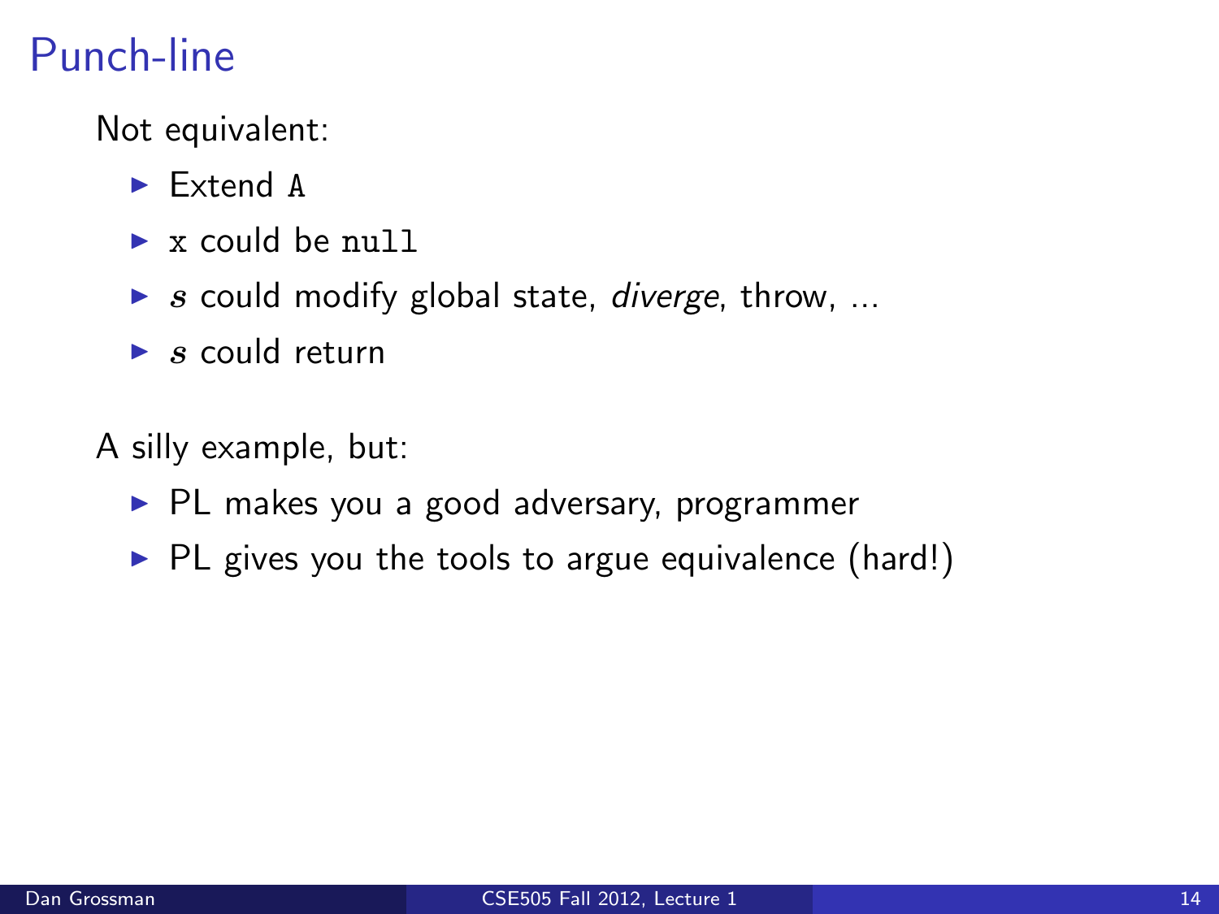# Punch-line

Not equivalent:

- Extend `A`
- `x` could be `null`
- $s$ could modify global state, *diverge*, throw, ...
- $s$ could return

A silly example, but:

- PL makes you a good adversary, programmer
- PL gives you the tools to argue equivalence (hard!)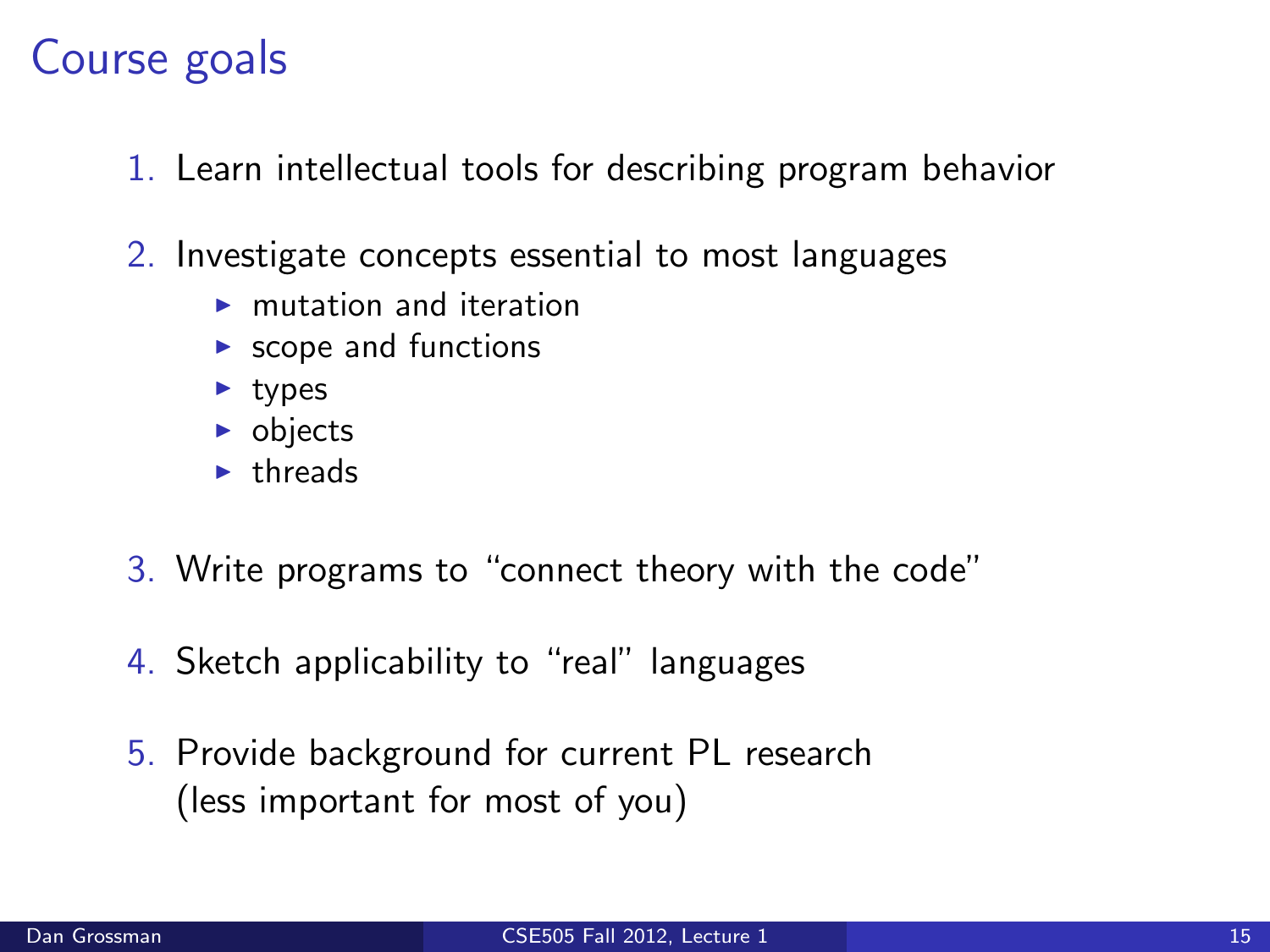# Course goals

1. Learn intellectual tools for describing program behavior
2. Investigate concepts essential to most languages
   - mutation and iteration
   - scope and functions
   - types
   - objects
   - threads
3. Write programs to "connect theory with the code"
4. Sketch applicability to "real" languages
5. Provide background for current PL research
   (less important for most of you)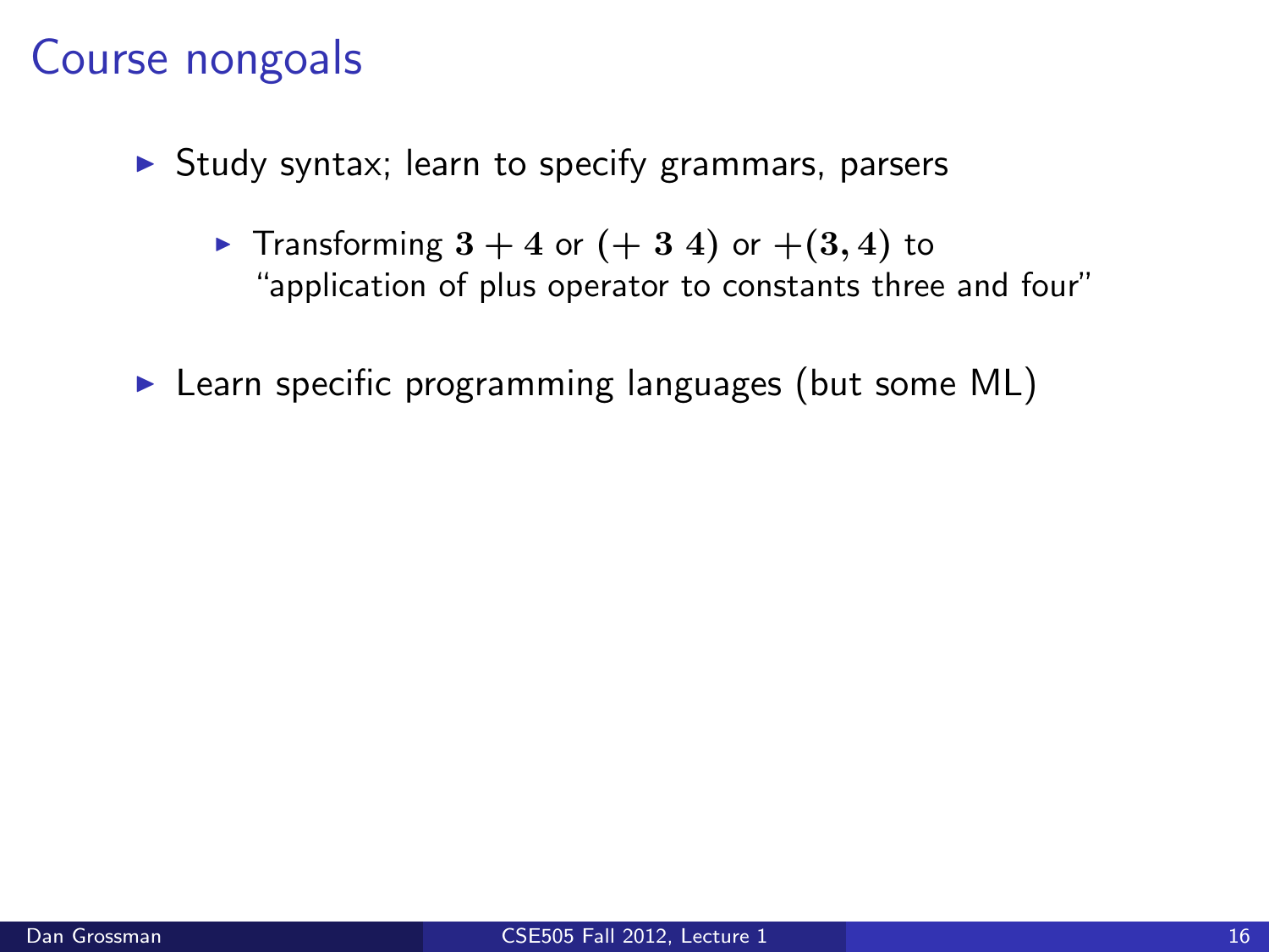# Course nongoals

- Study syntax; learn to specify grammars, parsers
  - Transforming $\mathbf{3 + 4}$ or $\mathbf{(+\ 3\ 4)}$ or $\mathbf{+(3, 4)}$ to "application of plus operator to constants three and four"
- Learn specific programming languages (but some ML)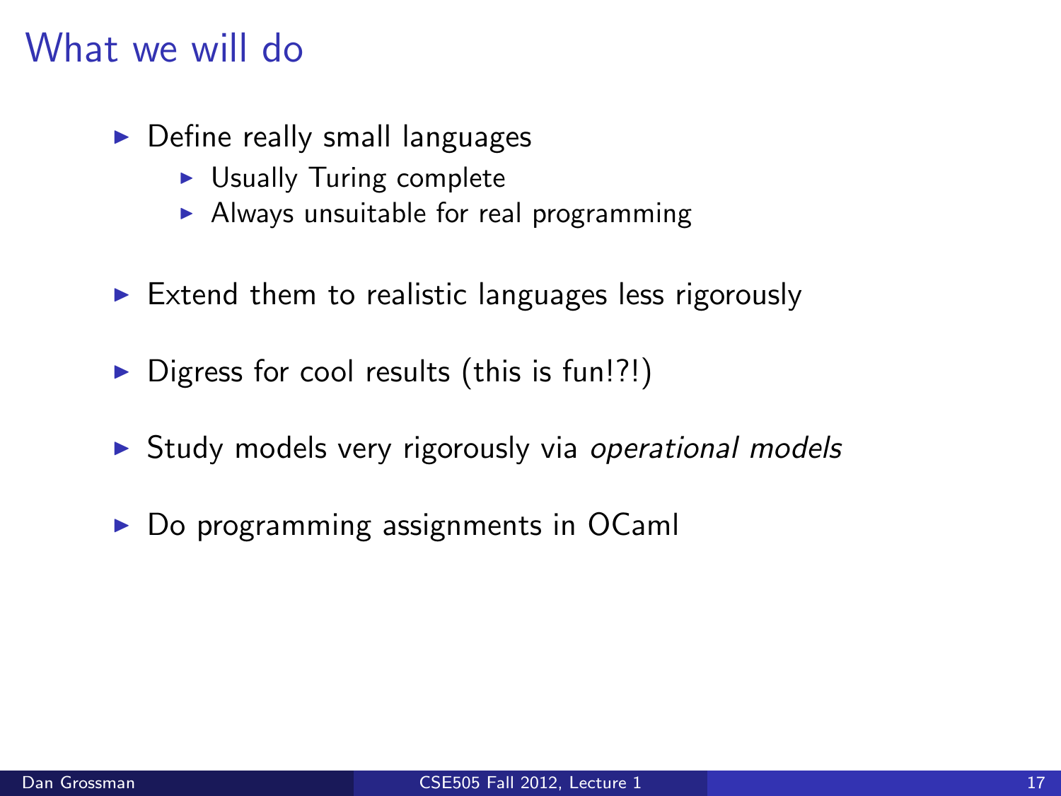# What we will do

- Define really small languages
  - Usually Turing complete
  - Always unsuitable for real programming
- Extend them to realistic languages less rigorously
- Digress for cool results (this is fun!?!)
- Study models very rigorously via *operational models*
- Do programming assignments in OCaml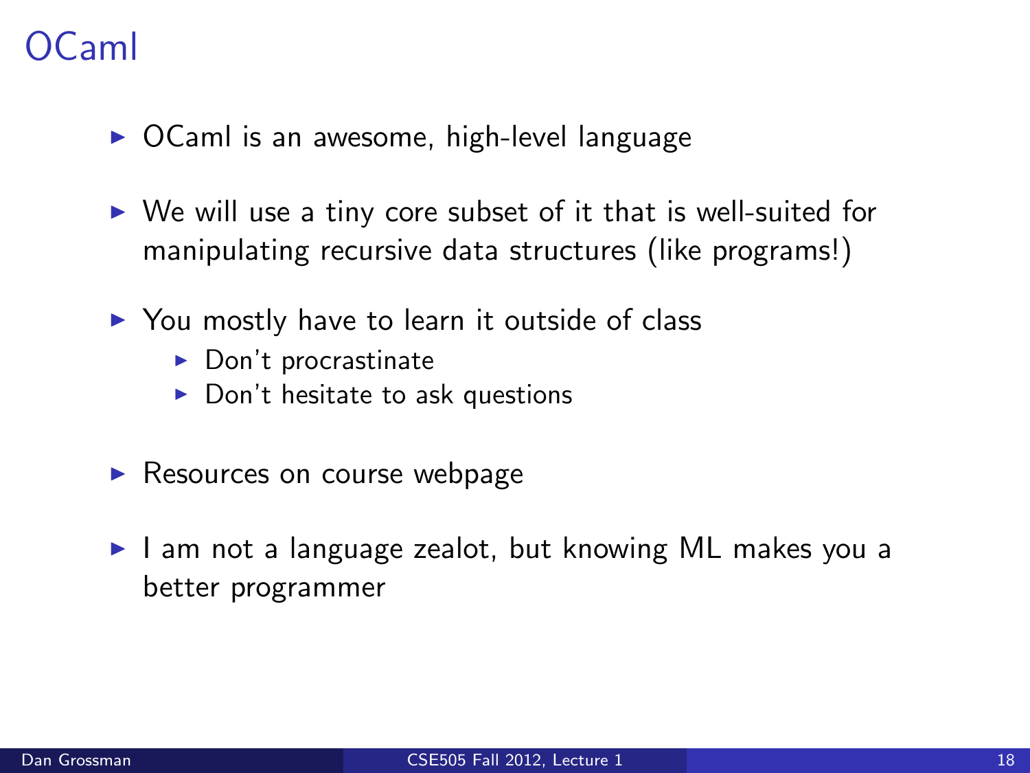# OCaml

- OCaml is an awesome, high-level language
- We will use a tiny core subset of it that is well-suited for manipulating recursive data structures (like programs!)
- You mostly have to learn it outside of class
  - Don't procrastinate
  - Don't hesitate to ask questions
- Resources on course webpage
- I am not a language zealot, but knowing ML makes you a better programmer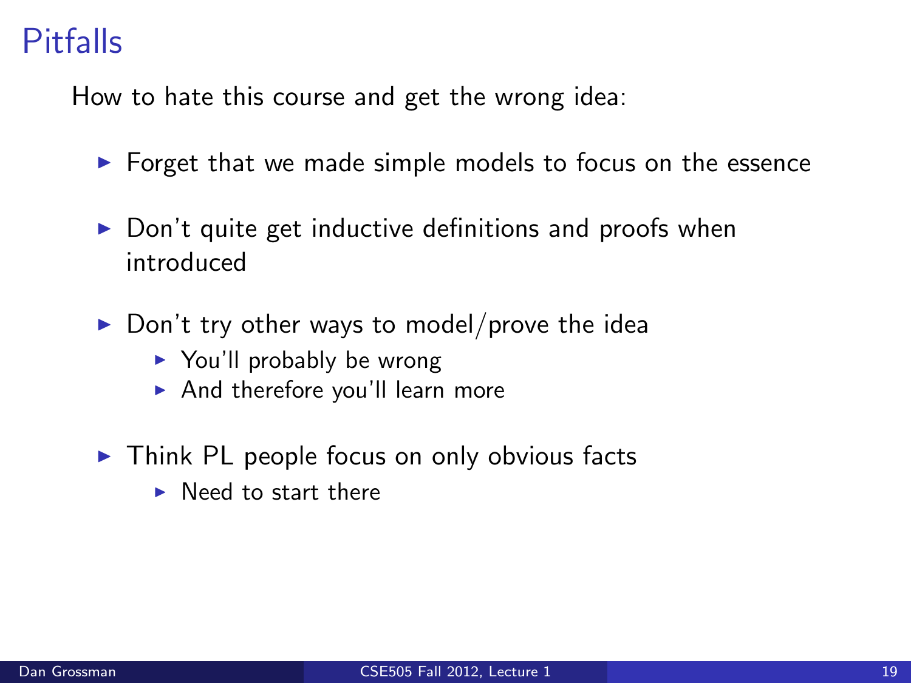# Pitfalls

How to hate this course and get the wrong idea:

- Forget that we made simple models to focus on the essence
- Don't quite get inductive definitions and proofs when introduced
- Don't try other ways to model/prove the idea
  - You'll probably be wrong
  - And therefore you'll learn more
- Think PL people focus on only obvious facts
  - Need to start there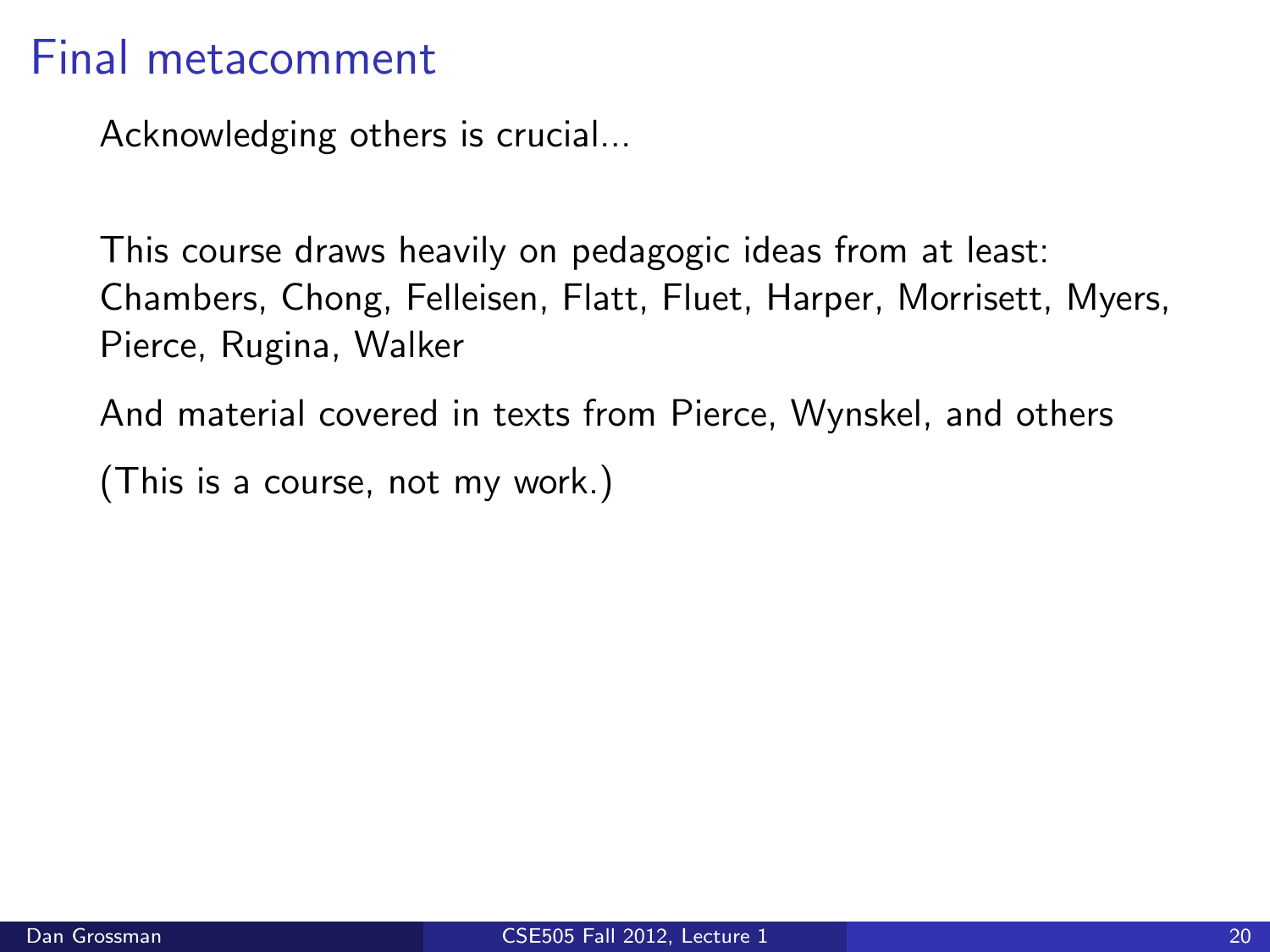# Final metacomment

Acknowledging others is crucial...

This course draws heavily on pedagogic ideas from at least: Chambers, Chong, Felleisen, Flatt, Fluet, Harper, Morrisett, Myers, Pierce, Rugina, Walker

And material covered in texts from Pierce, Wynskel, and others

(This is a course, not my work.)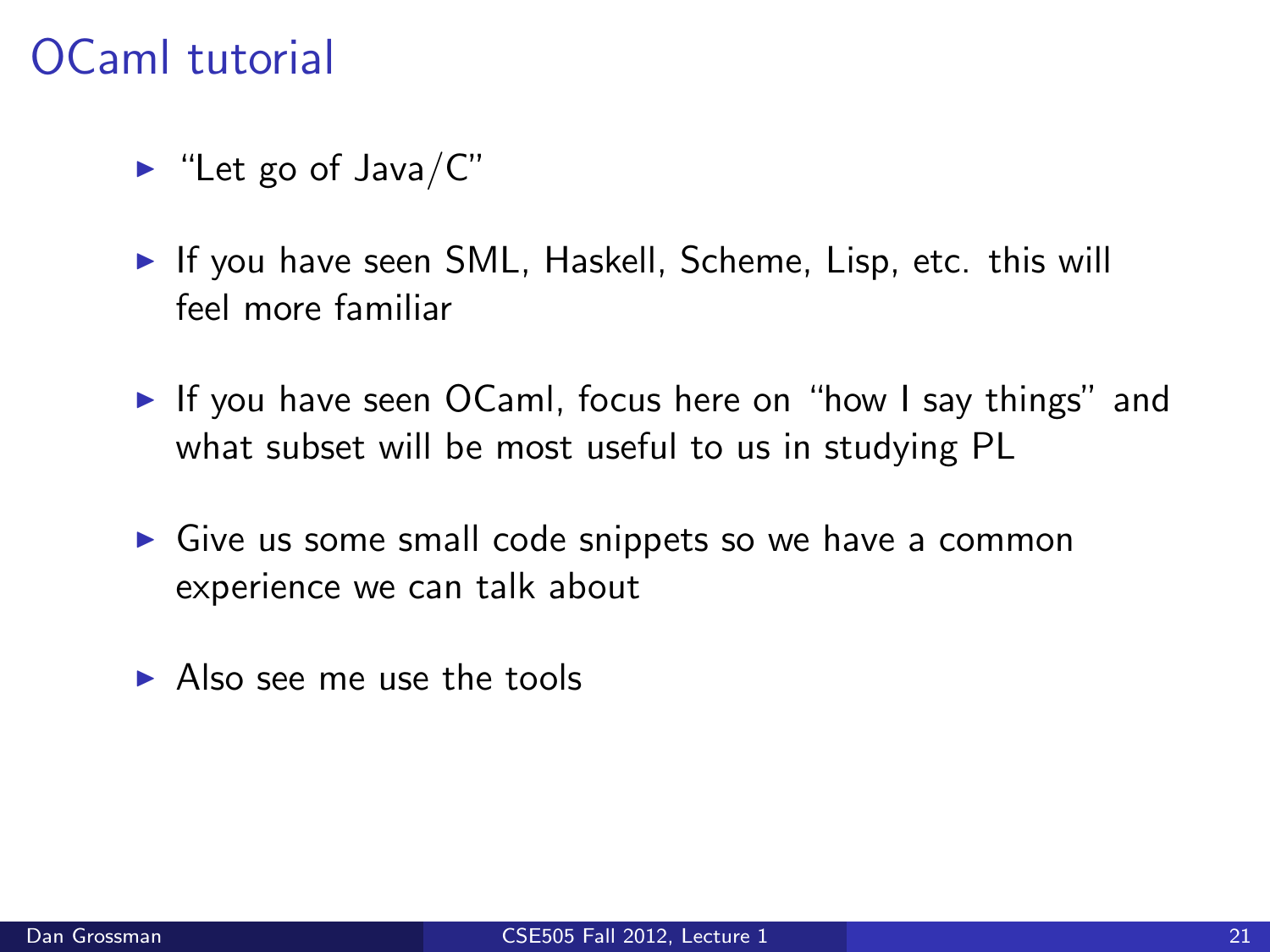# OCaml tutorial

- "Let go of Java/C"
- If you have seen SML, Haskell, Scheme, Lisp, etc. this will feel more familiar
- If you have seen OCaml, focus here on "how I say things" and what subset will be most useful to us in studying PL
- Give us some small code snippets so we have a common experience we can talk about
- Also see me use the tools